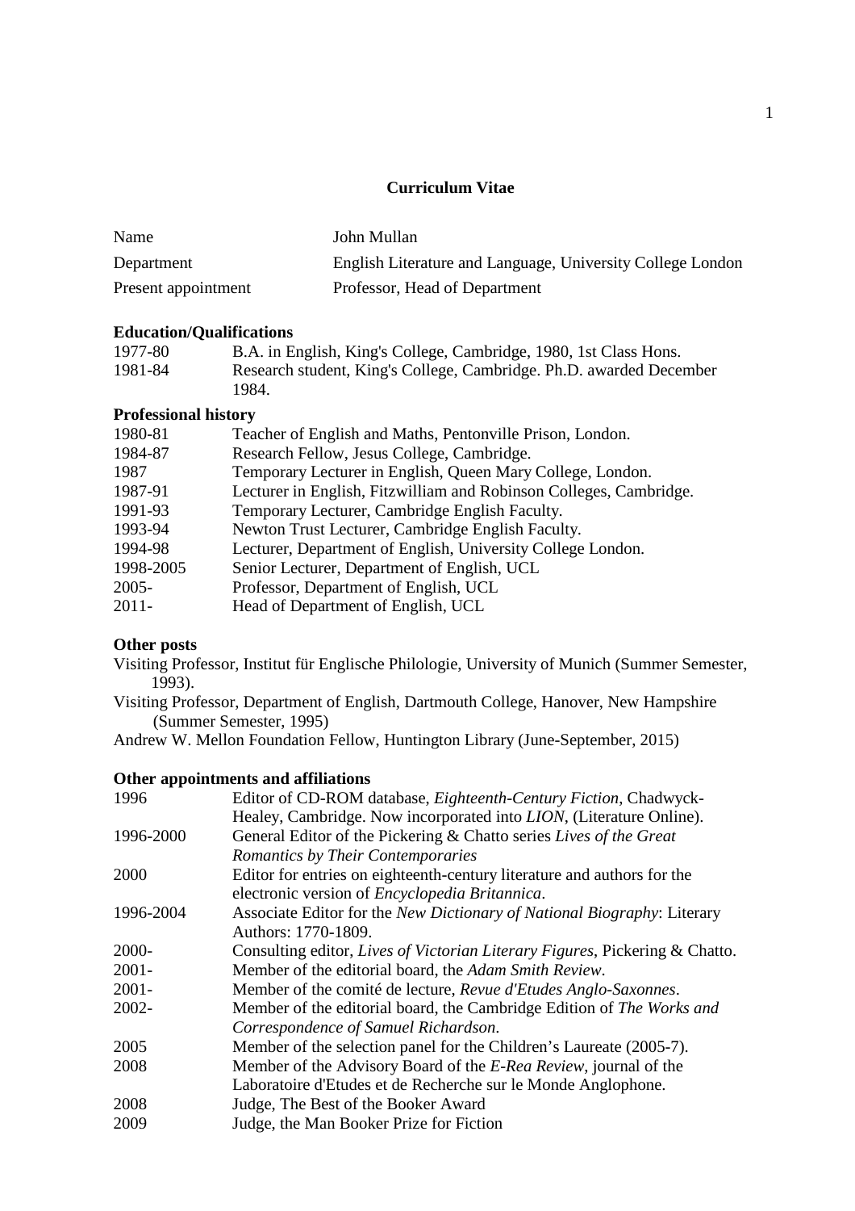# Curriculum Vitae

| | |
|---|---|
| Name | John Mullan |
| Department | English Literature and Language, University College London |
| Present appointment | Professor, Head of Department |

### Education/Qualifications

| | |
|---|---|
| 1977-80 | B.A. in English, King's College, Cambridge, 1980, 1st Class Hons. |
| 1981-84 | Research student, King's College, Cambridge. Ph.D. awarded December 1984. |

### Professional history

| | |
|---|---|
| 1980-81 | Teacher of English and Maths, Pentonville Prison, London. |
| 1984-87 | Research Fellow, Jesus College, Cambridge. |
| 1987 | Temporary Lecturer in English, Queen Mary College, London. |
| 1987-91 | Lecturer in English, Fitzwilliam and Robinson Colleges, Cambridge. |
| 1991-93 | Temporary Lecturer, Cambridge English Faculty. |
| 1993-94 | Newton Trust Lecturer, Cambridge English Faculty. |
| 1994-98 | Lecturer, Department of English, University College London. |
| 1998-2005 | Senior Lecturer, Department of English, UCL |
| 2005- | Professor, Department of English, UCL |
| 2011- | Head of Department of English, UCL |

### Other posts

Visiting Professor, Institut für Englische Philologie, University of Munich (Summer Semester, 1993).

Visiting Professor, Department of English, Dartmouth College, Hanover, New Hampshire (Summer Semester, 1995)

Andrew W. Mellon Foundation Fellow, Huntington Library (June-September, 2015)

### Other appointments and affiliations

| | |
|---|---|
| 1996 | Editor of CD-ROM database, *Eighteenth-Century Fiction*, Chadwyck-Healey, Cambridge. Now incorporated into *LION*, (Literature Online). |
| 1996-2000 | General Editor of the Pickering & Chatto series *Lives of the Great Romantics by Their Contemporaries* |
| 2000 | Editor for entries on eighteenth-century literature and authors for the electronic version of *Encyclopedia Britannica*. |
| 1996-2004 | Associate Editor for the *New Dictionary of National Biography*: Literary Authors: 1770-1809. |
| 2000- | Consulting editor, *Lives of Victorian Literary Figures*, Pickering & Chatto. |
| 2001- | Member of the editorial board, the *Adam Smith Review*. |
| 2001- | Member of the comité de lecture, *Revue d'Etudes Anglo-Saxonnes*. |
| 2002- | Member of the editorial board, the Cambridge Edition of *The Works and Correspondence of Samuel Richardson*. |
| 2005 | Member of the selection panel for the Children's Laureate (2005-7). |
| 2008 | Member of the Advisory Board of the *E-Rea Review*, journal of the Laboratoire d'Etudes et de Recherche sur le Monde Anglophone. |
| 2008 | Judge, The Best of the Booker Award |
| 2009 | Judge, the Man Booker Prize for Fiction |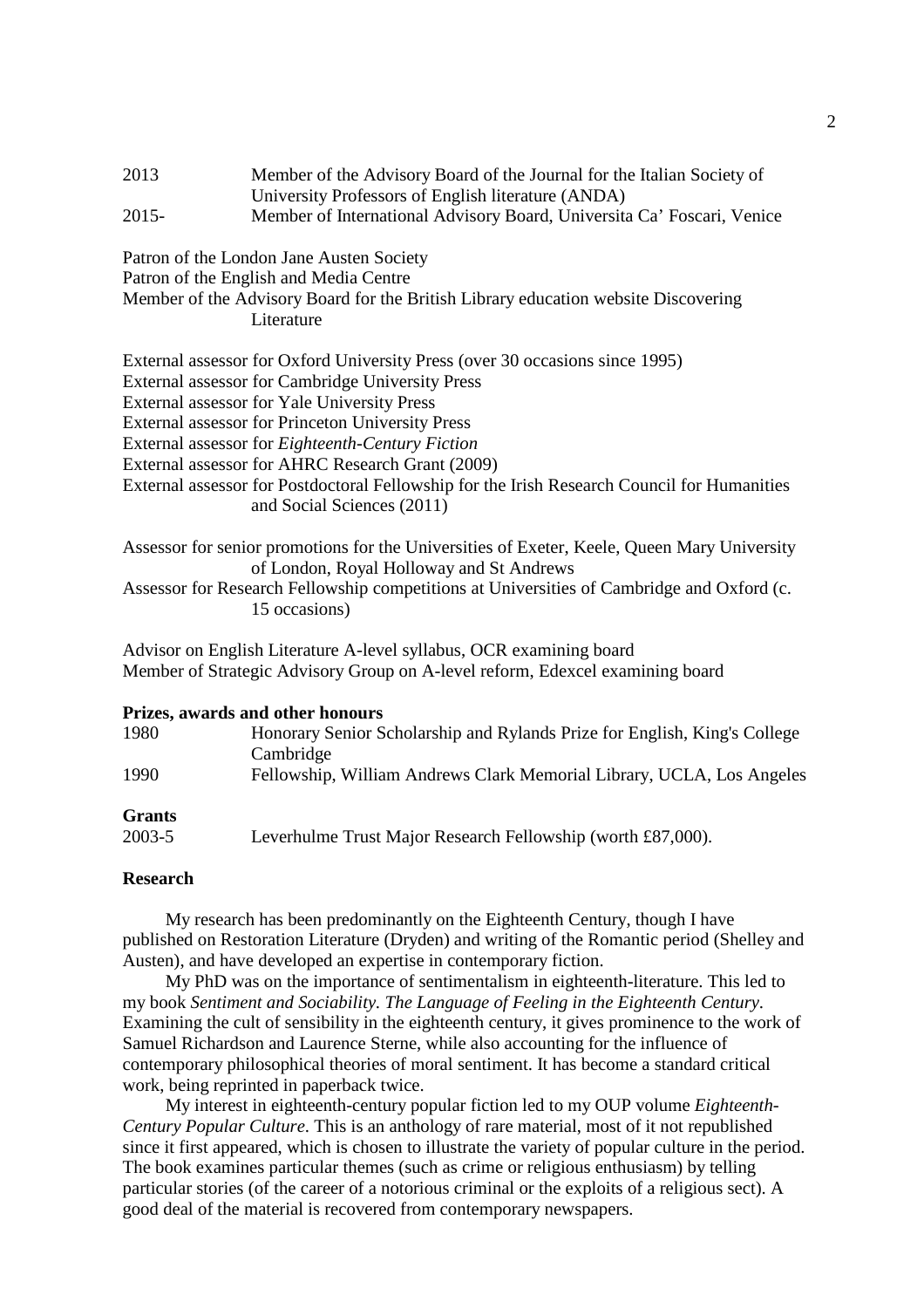2013 Member of the Advisory Board of the Journal for the Italian Society of University Professors of English literature (ANDA)

2015- Member of International Advisory Board, Universita Ca' Foscari, Venice

Patron of the London Jane Austen Society
Patron of the English and Media Centre
Member of the Advisory Board for the British Library education website Discovering Literature

External assessor for Oxford University Press (over 30 occasions since 1995)
External assessor for Cambridge University Press
External assessor for Yale University Press
External assessor for Princeton University Press
External assessor for *Eighteenth-Century Fiction*
External assessor for AHRC Research Grant (2009)
External assessor for Postdoctoral Fellowship for the Irish Research Council for Humanities and Social Sciences (2011)

Assessor for senior promotions for the Universities of Exeter, Keele, Queen Mary University of London, Royal Holloway and St Andrews
Assessor for Research Fellowship competitions at Universities of Cambridge and Oxford (c. 15 occasions)

Advisor on English Literature A-level syllabus, OCR examining board
Member of Strategic Advisory Group on A-level reform, Edexcel examining board

**Prizes, awards and other honours**

1980 Honorary Senior Scholarship and Rylands Prize for English, King's College Cambridge

1990 Fellowship, William Andrews Clark Memorial Library, UCLA, Los Angeles

**Grants**

2003-5 Leverhulme Trust Major Research Fellowship (worth £87,000).

**Research**

My research has been predominantly on the Eighteenth Century, though I have published on Restoration Literature (Dryden) and writing of the Romantic period (Shelley and Austen), and have developed an expertise in contemporary fiction.

My PhD was on the importance of sentimentalism in eighteenth-literature. This led to my book *Sentiment and Sociability. The Language of Feeling in the Eighteenth Century*. Examining the cult of sensibility in the eighteenth century, it gives prominence to the work of Samuel Richardson and Laurence Sterne, while also accounting for the influence of contemporary philosophical theories of moral sentiment. It has become a standard critical work, being reprinted in paperback twice.

My interest in eighteenth-century popular fiction led to my OUP volume *Eighteenth-Century Popular Culture*. This is an anthology of rare material, most of it not republished since it first appeared, which is chosen to illustrate the variety of popular culture in the period. The book examines particular themes (such as crime or religious enthusiasm) by telling particular stories (of the career of a notorious criminal or the exploits of a religious sect). A good deal of the material is recovered from contemporary newspapers.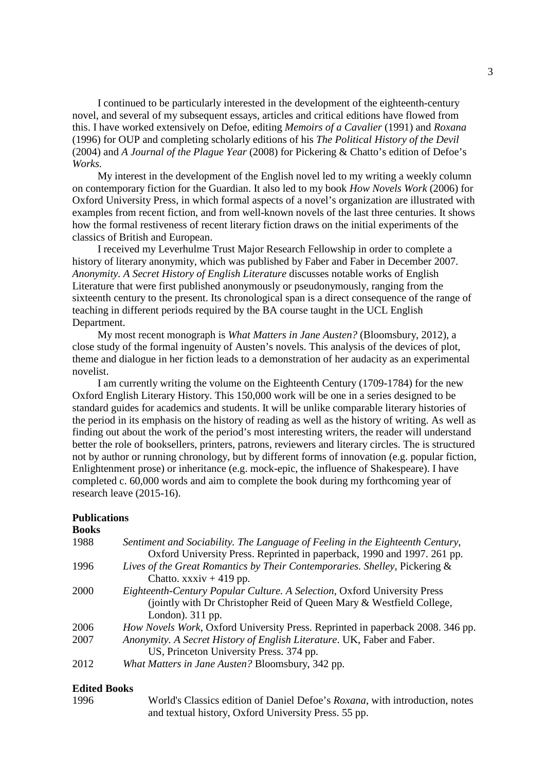I continued to be particularly interested in the development of the eighteenth-century novel, and several of my subsequent essays, articles and critical editions have flowed from this. I have worked extensively on Defoe, editing *Memoirs of a Cavalier* (1991) and *Roxana* (1996) for OUP and completing scholarly editions of his *The Political History of the Devil* (2004) and *A Journal of the Plague Year* (2008) for Pickering & Chatto's edition of Defoe's *Works*.

My interest in the development of the English novel led to my writing a weekly column on contemporary fiction for the Guardian. It also led to my book *How Novels Work* (2006) for Oxford University Press, in which formal aspects of a novel's organization are illustrated with examples from recent fiction, and from well-known novels of the last three centuries. It shows how the formal restiveness of recent literary fiction draws on the initial experiments of the classics of British and European.

I received my Leverhulme Trust Major Research Fellowship in order to complete a history of literary anonymity, which was published by Faber and Faber in December 2007. *Anonymity. A Secret History of English Literature* discusses notable works of English Literature that were first published anonymously or pseudonymously, ranging from the sixteenth century to the present. Its chronological span is a direct consequence of the range of teaching in different periods required by the BA course taught in the UCL English Department.

My most recent monograph is *What Matters in Jane Austen?* (Bloomsbury, 2012), a close study of the formal ingenuity of Austen's novels. This analysis of the devices of plot, theme and dialogue in her fiction leads to a demonstration of her audacity as an experimental novelist.

I am currently writing the volume on the Eighteenth Century (1709-1784) for the new Oxford English Literary History. This 150,000 work will be one in a series designed to be standard guides for academics and students. It will be unlike comparable literary histories of the period in its emphasis on the history of reading as well as the history of writing. As well as finding out about the work of the period's most interesting writers, the reader will understand better the role of booksellers, printers, patrons, reviewers and literary circles. The is structured not by author or running chronology, but by different forms of innovation (e.g. popular fiction, Enlightenment prose) or inheritance (e.g. mock-epic, the influence of Shakespeare). I have completed c. 60,000 words and aim to complete the book during my forthcoming year of research leave (2015-16).

## Publications

### Books

1988 *Sentiment and Sociability. The Language of Feeling in the Eighteenth Century*, Oxford University Press. Reprinted in paperback, 1990 and 1997. 261 pp.

1996 *Lives of the Great Romantics by Their Contemporaries. Shelley*, Pickering & Chatto. xxxiv + 419 pp.

2000 *Eighteenth-Century Popular Culture. A Selection*, Oxford University Press (jointly with Dr Christopher Reid of Queen Mary & Westfield College, London). 311 pp.

2006 *How Novels Work*, Oxford University Press. Reprinted in paperback 2008. 346 pp.

2007 *Anonymity. A Secret History of English Literature*. UK, Faber and Faber. US, Princeton University Press. 374 pp.

2012 *What Matters in Jane Austen?* Bloomsbury, 342 pp.

### Edited Books

1996 World's Classics edition of Daniel Defoe's *Roxana*, with introduction, notes and textual history, Oxford University Press. 55 pp.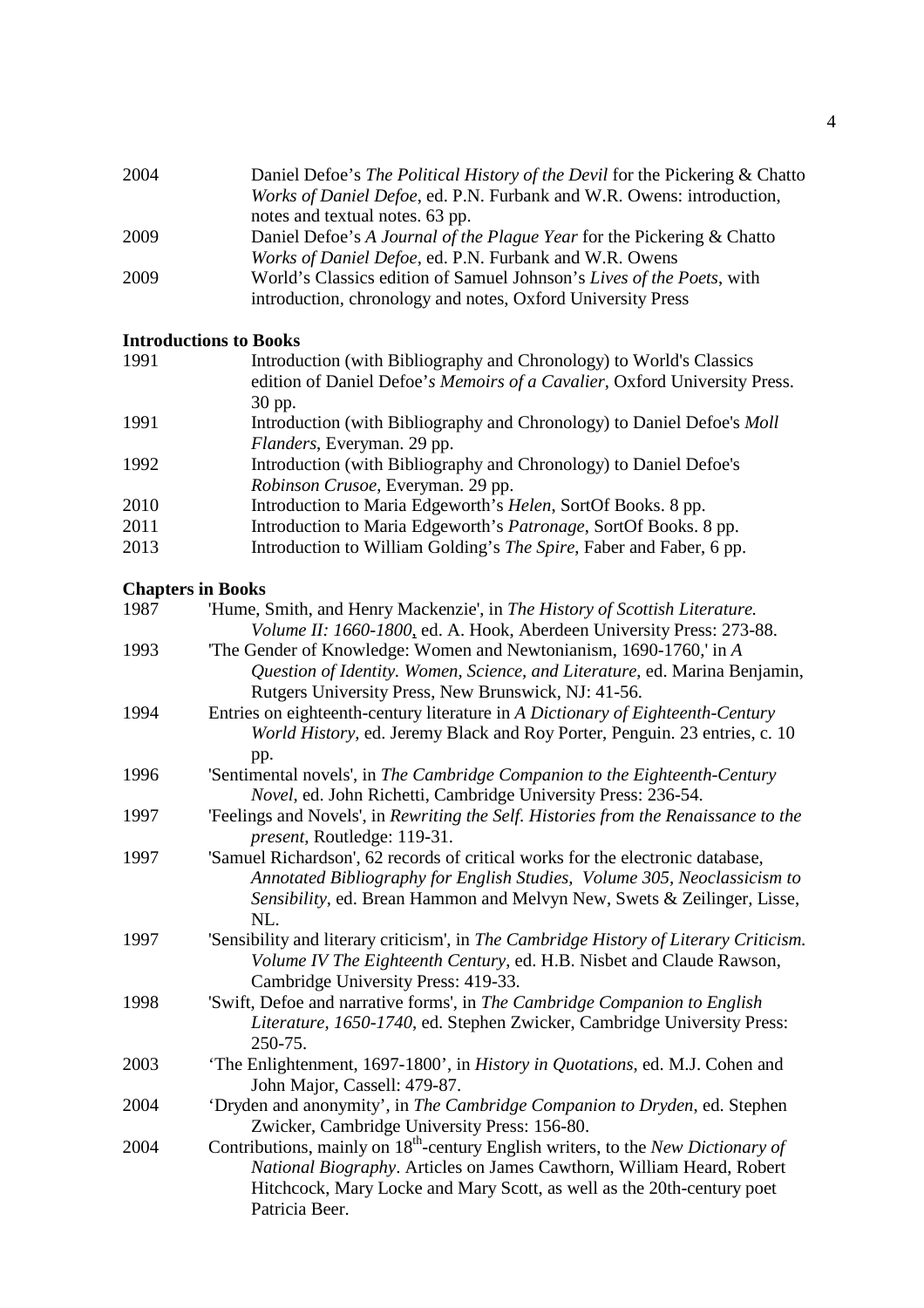2004 Daniel Defoe’s *The Political History of the Devil* for the Pickering & Chatto *Works of Daniel Defoe*, ed. P.N. Furbank and W.R. Owens: introduction, notes and textual notes. 63 pp.

2009 Daniel Defoe’s *A Journal of the Plague Year* for the Pickering & Chatto *Works of Daniel Defoe*, ed. P.N. Furbank and W.R. Owens

2009 World’s Classics edition of Samuel Johnson’s *Lives of the Poets*, with introduction, chronology and notes, Oxford University Press

**Introductions to Books**

1991 Introduction (with Bibliography and Chronology) to World's Classics edition of Daniel Defoe’*s Memoirs of a Cavalier*, Oxford University Press. 30 pp.

1991 Introduction (with Bibliography and Chronology) to Daniel Defoe's *Moll Flanders*, Everyman. 29 pp.

1992 Introduction (with Bibliography and Chronology) to Daniel Defoe's *Robinson Crusoe*, Everyman. 29 pp.

2010 Introduction to Maria Edgeworth’s *Helen*, SortOf Books. 8 pp.

2011 Introduction to Maria Edgeworth’s *Patronage*, SortOf Books. 8 pp.

2013 Introduction to William Golding’s *The Spire*, Faber and Faber, 6 pp.

**Chapters in Books**

1987 'Hume, Smith, and Henry Mackenzie', in *The History of Scottish Literature. Volume II: 1660-1800*, ed. A. Hook, Aberdeen University Press: 273-88.

1993 'The Gender of Knowledge: Women and Newtonianism, 1690-1760,' in *A Question of Identity. Women, Science, and Literature*, ed. Marina Benjamin, Rutgers University Press, New Brunswick, NJ: 41-56.

1994 Entries on eighteenth-century literature in *A Dictionary of Eighteenth-Century World History*, ed. Jeremy Black and Roy Porter, Penguin. 23 entries, c. 10 pp.

1996 'Sentimental novels', in *The Cambridge Companion to the Eighteenth-Century Novel*, ed. John Richetti, Cambridge University Press: 236-54.

1997 'Feelings and Novels', in *Rewriting the Self. Histories from the Renaissance to the present*, Routledge: 119-31.

1997 'Samuel Richardson', 62 records of critical works for the electronic database, *Annotated Bibliography for English Studies, Volume 305, Neoclassicism to Sensibility*, ed. Brean Hammon and Melvyn New, Swets & Zeilinger, Lisse, NL.

1997 'Sensibility and literary criticism', in *The Cambridge History of Literary Criticism. Volume IV The Eighteenth Century*, ed. H.B. Nisbet and Claude Rawson, Cambridge University Press: 419-33.

1998 'Swift, Defoe and narrative forms', in *The Cambridge Companion to English Literature, 1650-1740*, ed. Stephen Zwicker, Cambridge University Press: 250-75.

2003 ‘The Enlightenment, 1697-1800’, in *History in Quotations*, ed. M.J. Cohen and John Major, Cassell: 479-87.

2004 ‘Dryden and anonymity’, in *The Cambridge Companion to Dryden*, ed. Stephen Zwicker, Cambridge University Press: 156-80.

2004 Contributions, mainly on 18th-century English writers, to the *New Dictionary of National Biography*. Articles on James Cawthorn, William Heard, Robert Hitchcock, Mary Locke and Mary Scott, as well as the 20th-century poet Patricia Beer.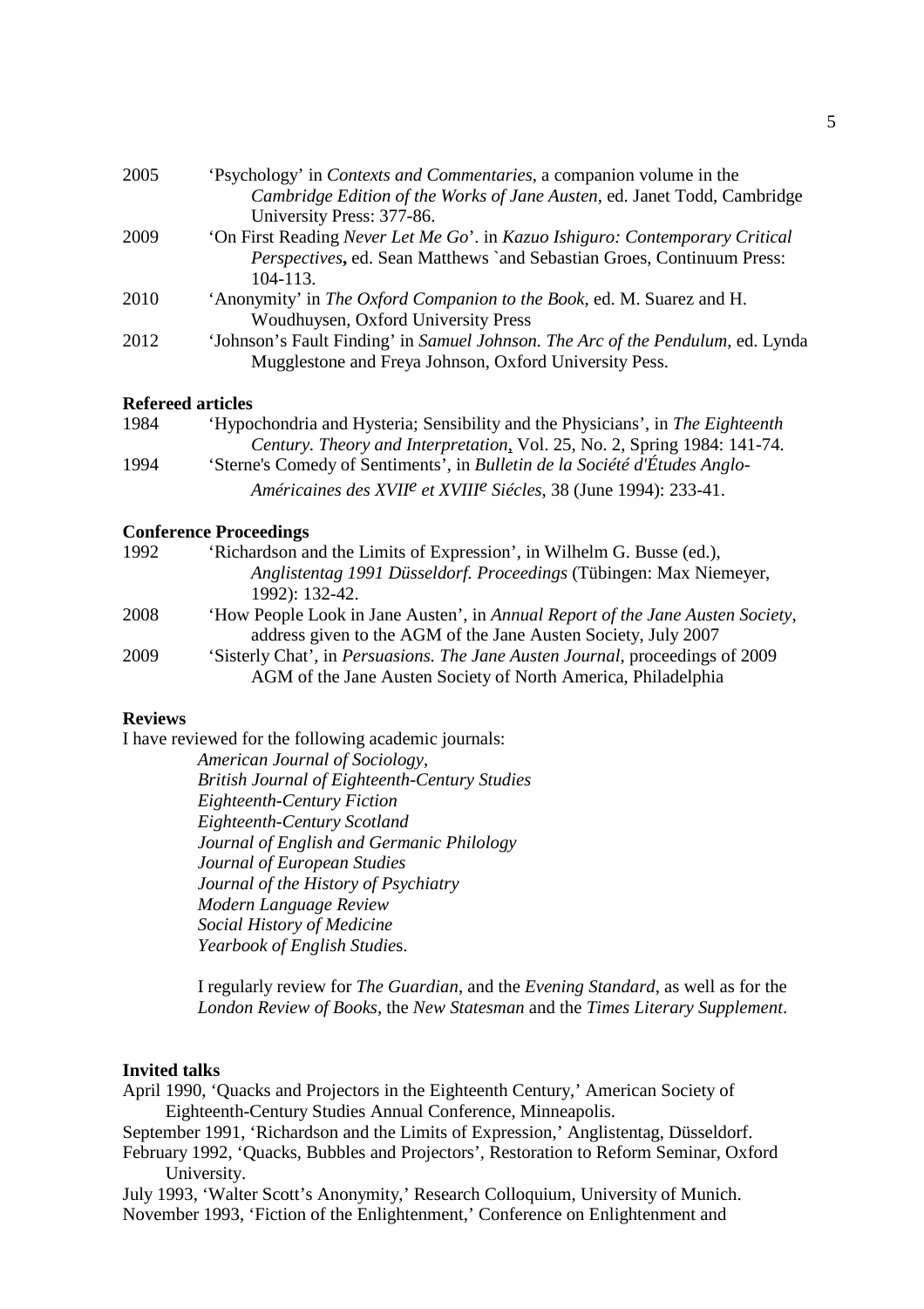2005 'Psychology' in *Contexts and Commentaries*, a companion volume in the *Cambridge Edition of the Works of Jane Austen*, ed. Janet Todd, Cambridge University Press: 377-86.

2009 'On First Reading *Never Let Me Go*'. in *Kazuo Ishiguro: Contemporary Critical Perspectives*, ed. Sean Matthews `and Sebastian Groes, Continuum Press: 104-113.

2010 'Anonymity' in *The Oxford Companion to the Book*, ed. M. Suarez and H. Woudhuysen, Oxford University Press

2012 'Johnson's Fault Finding' in *Samuel Johnson. The Arc of the Pendulum*, ed. Lynda Mugglestone and Freya Johnson, Oxford University Pess.

**Refereed articles**

1984 'Hypochondria and Hysteria; Sensibility and the Physicians', in *The Eighteenth Century. Theory and Interpretation*, Vol. 25, No. 2, Spring 1984: 141-74.

1994 'Sterne's Comedy of Sentiments', in *Bulletin de la Société d'Études Anglo-Américaines des XVII$^{e}$ et XVIII$^{e}$ Siécles*, 38 (June 1994): 233-41.

**Conference Proceedings**

1992 'Richardson and the Limits of Expression', in Wilhelm G. Busse (ed.), *Anglistentag 1991 Düsseldorf. Proceedings* (Tübingen: Max Niemeyer, 1992): 132-42.

2008 'How People Look in Jane Austen', in *Annual Report of the Jane Austen Society*, address given to the AGM of the Jane Austen Society, July 2007

2009 'Sisterly Chat', in *Persuasions. The Jane Austen Journal*, proceedings of 2009 AGM of the Jane Austen Society of North America, Philadelphia

**Reviews**

I have reviewed for the following academic journals:

*American Journal of Sociology*,
*British Journal of Eighteenth-Century Studies*
*Eighteenth-Century Fiction*
*Eighteenth-Century Scotland*
*Journal of English and Germanic Philology*
*Journal of European Studies*
*Journal of the History of Psychiatry*
*Modern Language Review*
*Social History of Medicine*
*Yearbook of English Studie*s.

I regularly review for *The Guardian*, and the *Evening Standard*, as well as for the *London Review of Books*, the *New Statesman* and the *Times Literary Supplement*.

**Invited talks**

April 1990, 'Quacks and Projectors in the Eighteenth Century,' American Society of Eighteenth-Century Studies Annual Conference, Minneapolis.

September 1991, 'Richardson and the Limits of Expression,' Anglistentag, Düsseldorf.

February 1992, 'Quacks, Bubbles and Projectors', Restoration to Reform Seminar, Oxford University.

July 1993, 'Walter Scott's Anonymity,' Research Colloquium, University of Munich.

November 1993, 'Fiction of the Enlightenment,' Conference on Enlightenment and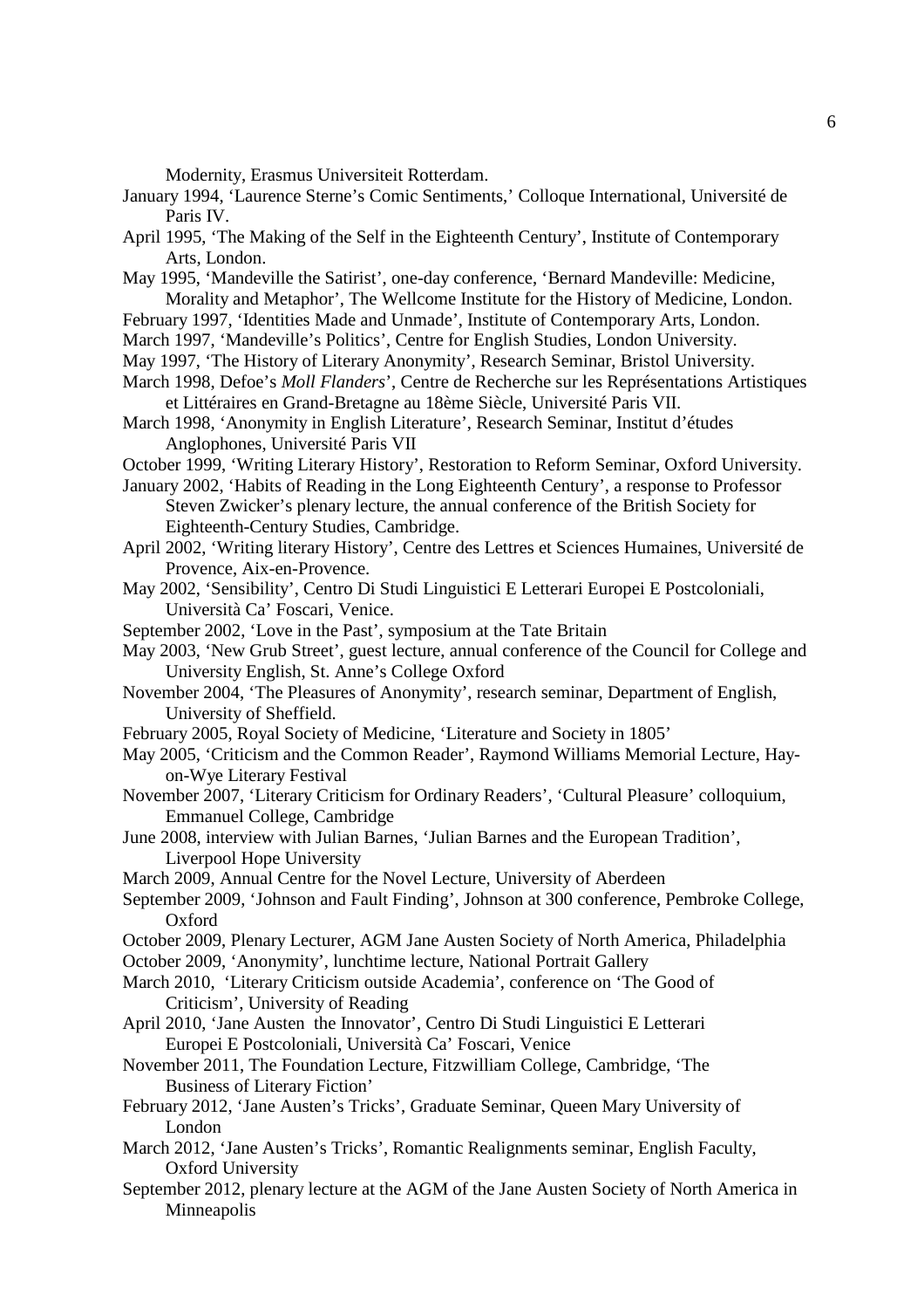Modernity, Erasmus Universiteit Rotterdam.

January 1994, 'Laurence Sterne's Comic Sentiments,' Colloque International, Université de Paris IV.

April 1995, 'The Making of the Self in the Eighteenth Century', Institute of Contemporary Arts, London.

May 1995, 'Mandeville the Satirist', one-day conference, 'Bernard Mandeville: Medicine, Morality and Metaphor', The Wellcome Institute for the History of Medicine, London.

February 1997, 'Identities Made and Unmade', Institute of Contemporary Arts, London.

March 1997, 'Mandeville's Politics', Centre for English Studies, London University.

May 1997, 'The History of Literary Anonymity', Research Seminar, Bristol University.

March 1998, Defoe's *Moll Flanders*', Centre de Recherche sur les Représentations Artistiques et Littéraires en Grand-Bretagne au 18ème Siècle, Université Paris VII.

March 1998, 'Anonymity in English Literature', Research Seminar, Institut d'études Anglophones, Université Paris VII

October 1999, 'Writing Literary History', Restoration to Reform Seminar, Oxford University.

January 2002, 'Habits of Reading in the Long Eighteenth Century', a response to Professor Steven Zwicker's plenary lecture, the annual conference of the British Society for Eighteenth-Century Studies, Cambridge.

April 2002, 'Writing literary History', Centre des Lettres et Sciences Humaines, Université de Provence, Aix-en-Provence.

May 2002, 'Sensibility', Centro Di Studi Linguistici E Letterari Europei E Postcoloniali, Università Ca' Foscari, Venice.

September 2002, 'Love in the Past', symposium at the Tate Britain

May 2003, 'New Grub Street', guest lecture, annual conference of the Council for College and University English, St. Anne's College Oxford

November 2004, 'The Pleasures of Anonymity', research seminar, Department of English, University of Sheffield.

February 2005, Royal Society of Medicine, 'Literature and Society in 1805'

May 2005, 'Criticism and the Common Reader', Raymond Williams Memorial Lecture, Hay-on-Wye Literary Festival

November 2007, 'Literary Criticism for Ordinary Readers', 'Cultural Pleasure' colloquium, Emmanuel College, Cambridge

June 2008, interview with Julian Barnes, 'Julian Barnes and the European Tradition', Liverpool Hope University

March 2009, Annual Centre for the Novel Lecture, University of Aberdeen

September 2009, 'Johnson and Fault Finding', Johnson at 300 conference, Pembroke College, Oxford

October 2009, Plenary Lecturer, AGM Jane Austen Society of North America, Philadelphia

October 2009, 'Anonymity', lunchtime lecture, National Portrait Gallery

March 2010, 'Literary Criticism outside Academia', conference on 'The Good of Criticism', University of Reading

April 2010, 'Jane Austen the Innovator', Centro Di Studi Linguistici E Letterari Europei E Postcoloniali, Università Ca' Foscari, Venice

November 2011, The Foundation Lecture, Fitzwilliam College, Cambridge, 'The Business of Literary Fiction'

February 2012, 'Jane Austen's Tricks', Graduate Seminar, Queen Mary University of London

March 2012, 'Jane Austen's Tricks', Romantic Realignments seminar, English Faculty, Oxford University

September 2012, plenary lecture at the AGM of the Jane Austen Society of North America in Minneapolis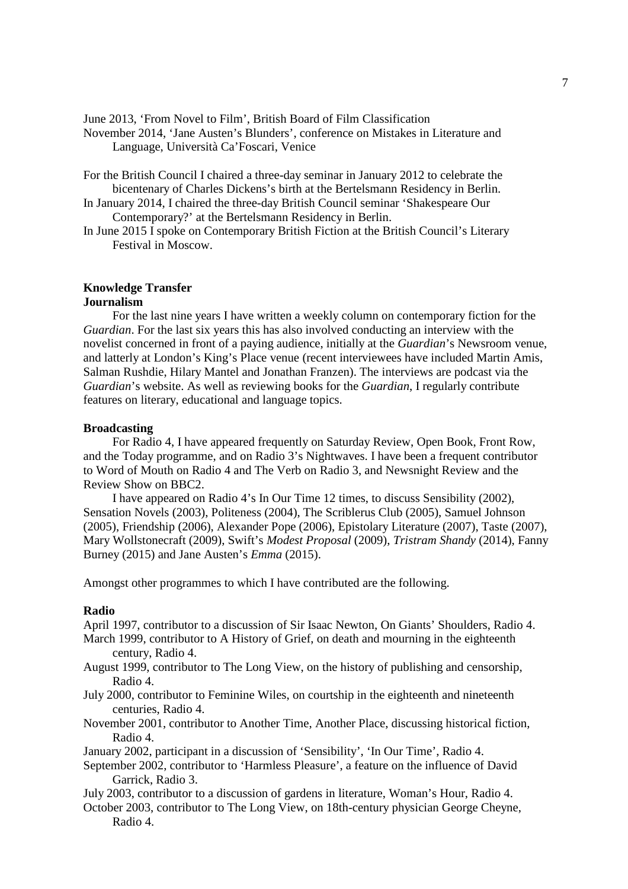June 2013, 'From Novel to Film', British Board of Film Classification

November 2014, 'Jane Austen's Blunders', conference on Mistakes in Literature and Language, Università Ca'Foscari, Venice

For the British Council I chaired a three-day seminar in January 2012 to celebrate the bicentenary of Charles Dickens's birth at the Bertelsmann Residency in Berlin.

In January 2014, I chaired the three-day British Council seminar 'Shakespeare Our Contemporary?' at the Bertelsmann Residency in Berlin.

In June 2015 I spoke on Contemporary British Fiction at the British Council's Literary Festival in Moscow.

**Knowledge Transfer**

**Journalism**

For the last nine years I have written a weekly column on contemporary fiction for the *Guardian*. For the last six years this has also involved conducting an interview with the novelist concerned in front of a paying audience, initially at the *Guardian*'s Newsroom venue, and latterly at London's King's Place venue (recent interviewees have included Martin Amis, Salman Rushdie, Hilary Mantel and Jonathan Franzen). The interviews are podcast via the *Guardian*'s website. As well as reviewing books for the *Guardian*, I regularly contribute features on literary, educational and language topics.

**Broadcasting**

For Radio 4, I have appeared frequently on Saturday Review, Open Book, Front Row, and the Today programme, and on Radio 3's Nightwaves. I have been a frequent contributor to Word of Mouth on Radio 4 and The Verb on Radio 3, and Newsnight Review and the Review Show on BBC2.

I have appeared on Radio 4's In Our Time 12 times, to discuss Sensibility (2002), Sensation Novels (2003), Politeness (2004), The Scriblerus Club (2005), Samuel Johnson (2005), Friendship (2006), Alexander Pope (2006), Epistolary Literature (2007), Taste (2007), Mary Wollstonecraft (2009), Swift's *Modest Proposal* (2009), *Tristram Shandy* (2014), Fanny Burney (2015) and Jane Austen's *Emma* (2015).

Amongst other programmes to which I have contributed are the following.

**Radio**

April 1997, contributor to a discussion of Sir Isaac Newton, On Giants' Shoulders, Radio 4.

March 1999, contributor to A History of Grief, on death and mourning in the eighteenth century, Radio 4.

August 1999, contributor to The Long View, on the history of publishing and censorship, Radio 4.

July 2000, contributor to Feminine Wiles, on courtship in the eighteenth and nineteenth centuries, Radio 4.

November 2001, contributor to Another Time, Another Place, discussing historical fiction, Radio 4.

January 2002, participant in a discussion of 'Sensibility', 'In Our Time', Radio 4.

September 2002, contributor to 'Harmless Pleasure', a feature on the influence of David Garrick, Radio 3.

July 2003, contributor to a discussion of gardens in literature, Woman's Hour, Radio 4.

October 2003, contributor to The Long View, on 18th-century physician George Cheyne, Radio 4.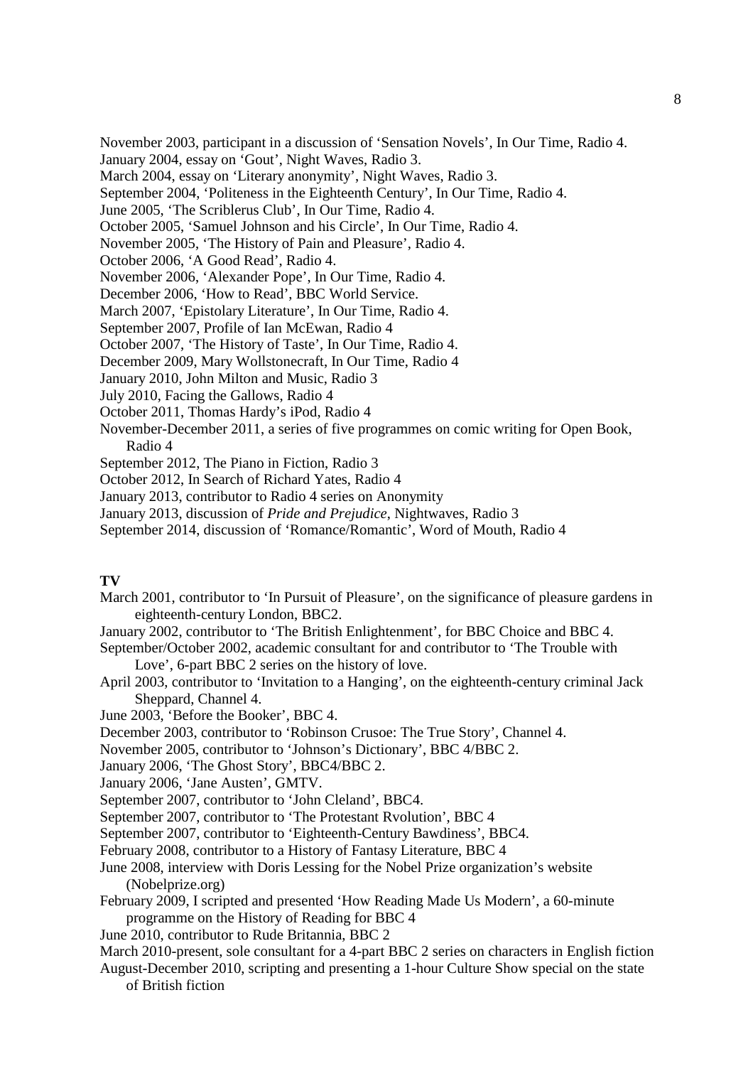November 2003, participant in a discussion of 'Sensation Novels', In Our Time, Radio 4.
January 2004, essay on 'Gout', Night Waves, Radio 3.
March 2004, essay on 'Literary anonymity', Night Waves, Radio 3.
September 2004, 'Politeness in the Eighteenth Century', In Our Time, Radio 4.
June 2005, 'The Scriblerus Club', In Our Time, Radio 4.
October 2005, 'Samuel Johnson and his Circle', In Our Time, Radio 4.
November 2005, 'The History of Pain and Pleasure', Radio 4.
October 2006, 'A Good Read', Radio 4.
November 2006, 'Alexander Pope', In Our Time, Radio 4.
December 2006, 'How to Read', BBC World Service.
March 2007, 'Epistolary Literature', In Our Time, Radio 4.
September 2007, Profile of Ian McEwan, Radio 4
October 2007, 'The History of Taste', In Our Time, Radio 4.
December 2009, Mary Wollstonecraft, In Our Time, Radio 4
January 2010, John Milton and Music, Radio 3
July 2010, Facing the Gallows, Radio 4
October 2011, Thomas Hardy's iPod, Radio 4
November-December 2011, a series of five programmes on comic writing for Open Book, Radio 4
September 2012, The Piano in Fiction, Radio 3
October 2012, In Search of Richard Yates, Radio 4
January 2013, contributor to Radio 4 series on Anonymity
January 2013, discussion of *Pride and Prejudice*, Nightwaves, Radio 3
September 2014, discussion of 'Romance/Romantic', Word of Mouth, Radio 4

**TV**

March 2001, contributor to 'In Pursuit of Pleasure', on the significance of pleasure gardens in eighteenth-century London, BBC2.
January 2002, contributor to 'The British Enlightenment', for BBC Choice and BBC 4.
September/October 2002, academic consultant for and contributor to 'The Trouble with Love', 6-part BBC 2 series on the history of love.
April 2003, contributor to 'Invitation to a Hanging', on the eighteenth-century criminal Jack Sheppard, Channel 4.
June 2003, 'Before the Booker', BBC 4.
December 2003, contributor to 'Robinson Crusoe: The True Story', Channel 4.
November 2005, contributor to 'Johnson's Dictionary', BBC 4/BBC 2.
January 2006, 'The Ghost Story', BBC4/BBC 2.
January 2006, 'Jane Austen', GMTV.
September 2007, contributor to 'John Cleland', BBC4.
September 2007, contributor to 'The Protestant Rvolution', BBC 4
September 2007, contributor to 'Eighteenth-Century Bawdiness', BBC4.
February 2008, contributor to a History of Fantasy Literature, BBC 4
June 2008, interview with Doris Lessing for the Nobel Prize organization's website (Nobelprize.org)
February 2009, I scripted and presented 'How Reading Made Us Modern', a 60-minute programme on the History of Reading for BBC 4
June 2010, contributor to Rude Britannia, BBC 2
March 2010-present, sole consultant for a 4-part BBC 2 series on characters in English fiction
August-December 2010, scripting and presenting a 1-hour Culture Show special on the state of British fiction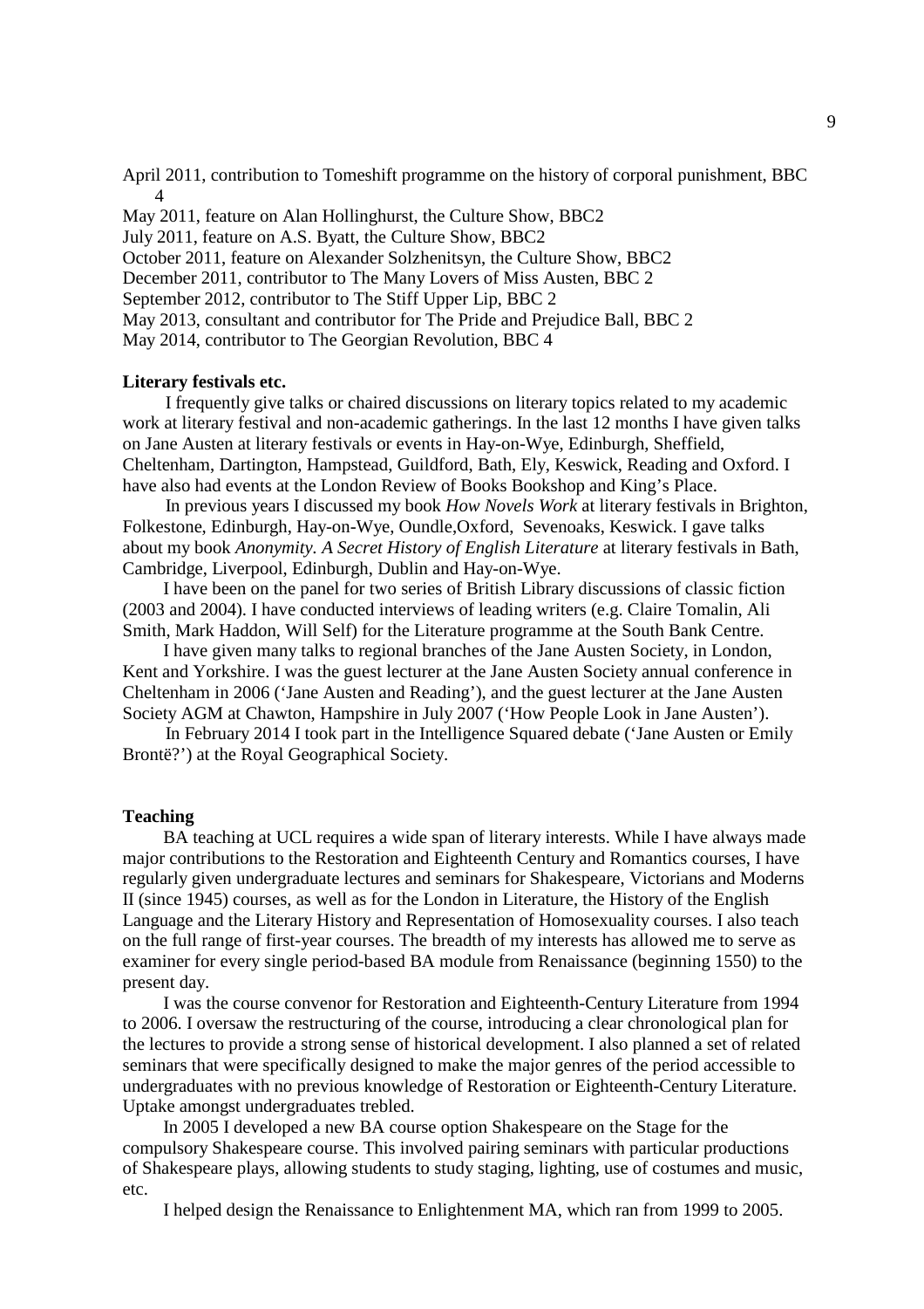April 2011, contribution to Tomeshift programme on the history of corporal punishment, BBC 4

May 2011, feature on Alan Hollinghurst, the Culture Show, BBC2

July 2011, feature on A.S. Byatt, the Culture Show, BBC2

October 2011, feature on Alexander Solzhenitsyn, the Culture Show, BBC2

December 2011, contributor to The Many Lovers of Miss Austen, BBC 2

September 2012, contributor to The Stiff Upper Lip, BBC 2

May 2013, consultant and contributor for The Pride and Prejudice Ball, BBC 2

May 2014, contributor to The Georgian Revolution, BBC 4

**Literary festivals etc.**

I frequently give talks or chaired discussions on literary topics related to my academic work at literary festival and non-academic gatherings. In the last 12 months I have given talks on Jane Austen at literary festivals or events in Hay-on-Wye, Edinburgh, Sheffield, Cheltenham, Dartington, Hampstead, Guildford, Bath, Ely, Keswick, Reading and Oxford. I have also had events at the London Review of Books Bookshop and King's Place.

In previous years I discussed my book *How Novels Work* at literary festivals in Brighton, Folkestone, Edinburgh, Hay-on-Wye, Oundle,Oxford, Sevenoaks, Keswick. I gave talks about my book *Anonymity. A Secret History of English Literature* at literary festivals in Bath, Cambridge, Liverpool, Edinburgh, Dublin and Hay-on-Wye.

I have been on the panel for two series of British Library discussions of classic fiction (2003 and 2004). I have conducted interviews of leading writers (e.g. Claire Tomalin, Ali Smith, Mark Haddon, Will Self) for the Literature programme at the South Bank Centre.

I have given many talks to regional branches of the Jane Austen Society, in London, Kent and Yorkshire. I was the guest lecturer at the Jane Austen Society annual conference in Cheltenham in 2006 ('Jane Austen and Reading'), and the guest lecturer at the Jane Austen Society AGM at Chawton, Hampshire in July 2007 ('How People Look in Jane Austen').

In February 2014 I took part in the Intelligence Squared debate ('Jane Austen or Emily Brontë?') at the Royal Geographical Society.

**Teaching**

BA teaching at UCL requires a wide span of literary interests. While I have always made major contributions to the Restoration and Eighteenth Century and Romantics courses, I have regularly given undergraduate lectures and seminars for Shakespeare, Victorians and Moderns II (since 1945) courses, as well as for the London in Literature, the History of the English Language and the Literary History and Representation of Homosexuality courses. I also teach on the full range of first-year courses. The breadth of my interests has allowed me to serve as examiner for every single period-based BA module from Renaissance (beginning 1550) to the present day.

I was the course convenor for Restoration and Eighteenth-Century Literature from 1994 to 2006. I oversaw the restructuring of the course, introducing a clear chronological plan for the lectures to provide a strong sense of historical development. I also planned a set of related seminars that were specifically designed to make the major genres of the period accessible to undergraduates with no previous knowledge of Restoration or Eighteenth-Century Literature. Uptake amongst undergraduates trebled.

In 2005 I developed a new BA course option Shakespeare on the Stage for the compulsory Shakespeare course. This involved pairing seminars with particular productions of Shakespeare plays, allowing students to study staging, lighting, use of costumes and music, etc.

I helped design the Renaissance to Enlightenment MA, which ran from 1999 to 2005.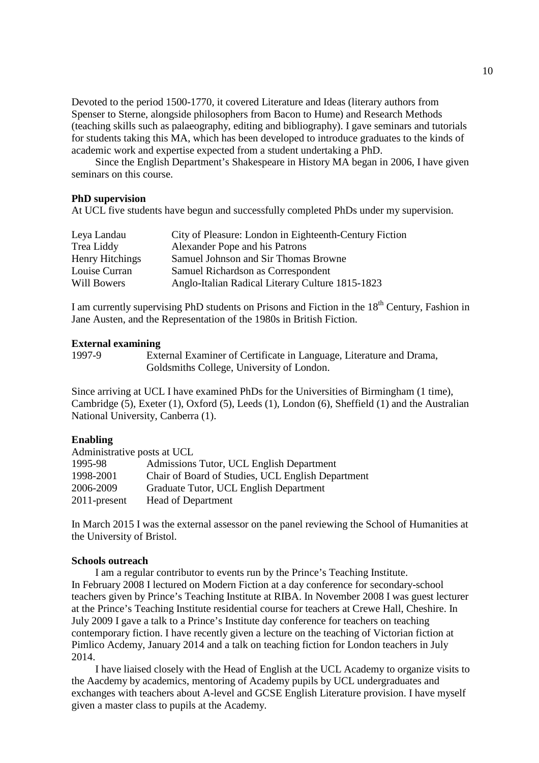Devoted to the period 1500-1770, it covered Literature and Ideas (literary authors from Spenser to Sterne, alongside philosophers from Bacon to Hume) and Research Methods (teaching skills such as palaeography, editing and bibliography). I gave seminars and tutorials for students taking this MA, which has been developed to introduce graduates to the kinds of academic work and expertise expected from a student undertaking a PhD.

Since the English Department's Shakespeare in History MA began in 2006, I have given seminars on this course.

**PhD supervision**

At UCL five students have begun and successfully completed PhDs under my supervision.

| | |
|---|---|
| Leya Landau | City of Pleasure: London in Eighteenth-Century Fiction |
| Trea Liddy | Alexander Pope and his Patrons |
| Henry Hitchings | Samuel Johnson and Sir Thomas Browne |
| Louise Curran | Samuel Richardson as Correspondent |
| Will Bowers | Anglo-Italian Radical Literary Culture 1815-1823 |

I am currently supervising PhD students on Prisons and Fiction in the 18th Century, Fashion in Jane Austen, and the Representation of the 1980s in British Fiction.

**External examining**

| | |
|---|---|
| 1997-9 | External Examiner of Certificate in Language, Literature and Drama, Goldsmiths College, University of London. |

Since arriving at UCL I have examined PhDs for the Universities of Birmingham (1 time), Cambridge (5), Exeter (1), Oxford (5), Leeds (1), London (6), Sheffield (1) and the Australian National University, Canberra (1).

**Enabling**

Administrative posts at UCL

| | |
|---|---|
| 1995-98 | Admissions Tutor, UCL English Department |
| 1998-2001 | Chair of Board of Studies, UCL English Department |
| 2006-2009 | Graduate Tutor, UCL English Department |
| 2011-present | Head of Department |

In March 2015 I was the external assessor on the panel reviewing the School of Humanities at the University of Bristol.

**Schools outreach**

I am a regular contributor to events run by the Prince's Teaching Institute. In February 2008 I lectured on Modern Fiction at a day conference for secondary-school teachers given by Prince's Teaching Institute at RIBA. In November 2008 I was guest lecturer at the Prince's Teaching Institute residential course for teachers at Crewe Hall, Cheshire. In July 2009 I gave a talk to a Prince's Institute day conference for teachers on teaching contemporary fiction. I have recently given a lecture on the teaching of Victorian fiction at Pimlico Acdemy, January 2014 and a talk on teaching fiction for London teachers in July 2014.

I have liaised closely with the Head of English at the UCL Academy to organize visits to the Aacdemy by academics, mentoring of Academy pupils by UCL undergraduates and exchanges with teachers about A-level and GCSE English Literature provision. I have myself given a master class to pupils at the Academy.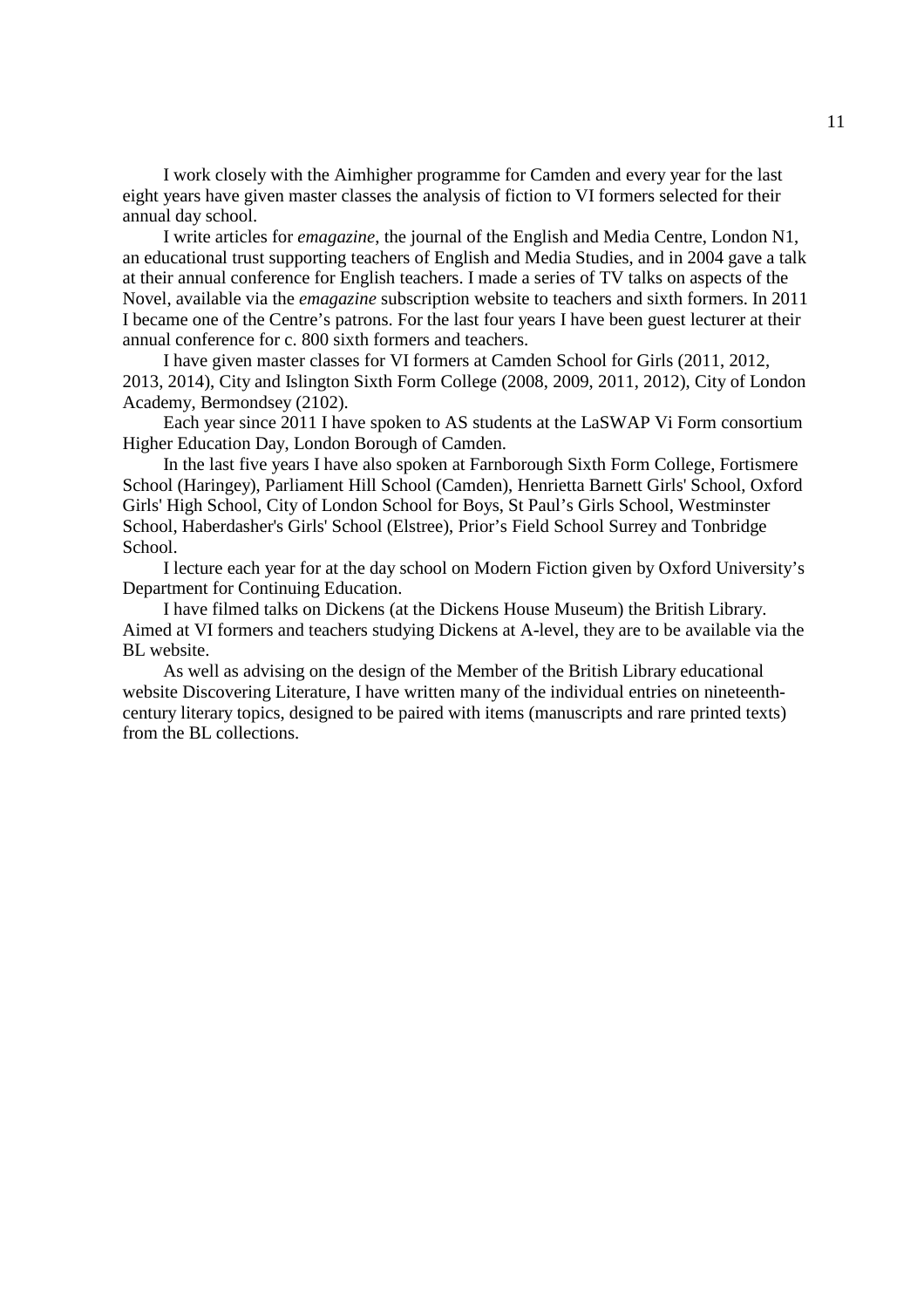I work closely with the Aimhigher programme for Camden and every year for the last eight years have given master classes the analysis of fiction to VI formers selected for their annual day school.

I write articles for *emagazine*, the journal of the English and Media Centre, London N1, an educational trust supporting teachers of English and Media Studies, and in 2004 gave a talk at their annual conference for English teachers. I made a series of TV talks on aspects of the Novel, available via the *emagazine* subscription website to teachers and sixth formers. In 2011 I became one of the Centre's patrons. For the last four years I have been guest lecturer at their annual conference for c. 800 sixth formers and teachers.

I have given master classes for VI formers at Camden School for Girls (2011, 2012, 2013, 2014), City and Islington Sixth Form College (2008, 2009, 2011, 2012), City of London Academy, Bermondsey (2102).

Each year since 2011 I have spoken to AS students at the LaSWAP Vi Form consortium Higher Education Day, London Borough of Camden.

In the last five years I have also spoken at Farnborough Sixth Form College, Fortismere School (Haringey), Parliament Hill School (Camden), Henrietta Barnett Girls' School, Oxford Girls' High School, City of London School for Boys, St Paul's Girls School, Westminster School, Haberdasher's Girls' School (Elstree), Prior's Field School Surrey and Tonbridge School.

I lecture each year for at the day school on Modern Fiction given by Oxford University's Department for Continuing Education.

I have filmed talks on Dickens (at the Dickens House Museum) the British Library. Aimed at VI formers and teachers studying Dickens at A-level, they are to be available via the BL website.

As well as advising on the design of the Member of the British Library educational website Discovering Literature, I have written many of the individual entries on nineteenth-century literary topics, designed to be paired with items (manuscripts and rare printed texts) from the BL collections.